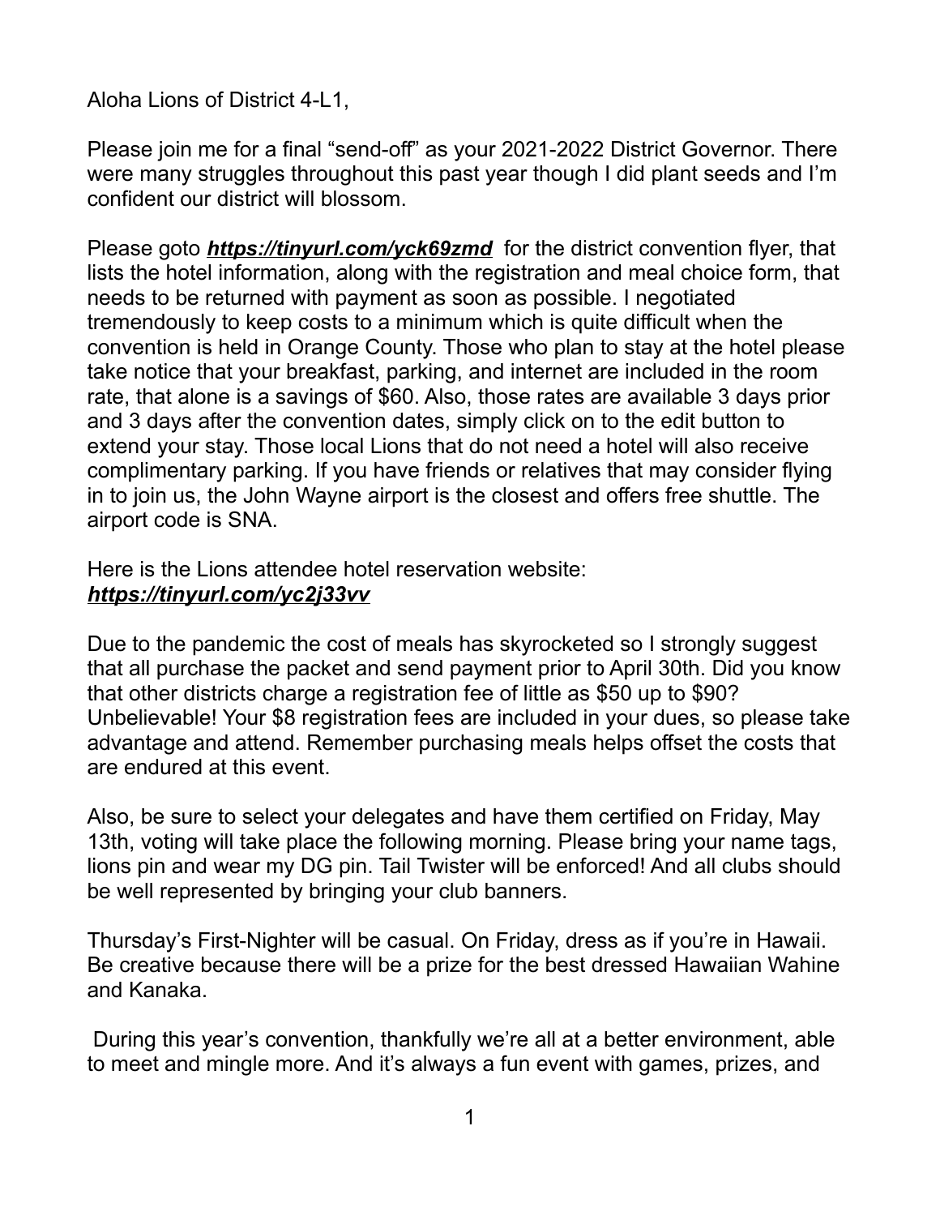Aloha Lions of District 4-L1,

Please join me for a final “send-off” as your 2021-2022 District Governor. There were many struggles throughout this past year though I did plant seeds and I’m confident our district will blossom.

Please goto ***https://tinyurl.com/yck69zmd*** for the district convention flyer, that lists the hotel information, along with the registration and meal choice form, that needs to be returned with payment as soon as possible. I negotiated tremendously to keep costs to a minimum which is quite difficult when the convention is held in Orange County. Those who plan to stay at the hotel please take notice that your breakfast, parking, and internet are included in the room rate, that alone is a savings of $60. Also, those rates are available 3 days prior and 3 days after the convention dates, simply click on to the edit button to extend your stay. Those local Lions that do not need a hotel will also receive complimentary parking. If you have friends or relatives that may consider flying in to join us, the John Wayne airport is the closest and offers free shuttle. The airport code is SNA.

Here is the Lions attendee hotel reservation website:
***https://tinyurl.com/yc2j33vv***

Due to the pandemic the cost of meals has skyrocketed so I strongly suggest that all purchase the packet and send payment prior to April 30th. Did you know that other districts charge a registration fee of little as $50 up to $90? Unbelievable! Your $8 registration fees are included in your dues, so please take advantage and attend. Remember purchasing meals helps offset the costs that are endured at this event.

Also, be sure to select your delegates and have them certified on Friday, May 13th, voting will take place the following morning. Please bring your name tags, lions pin and wear my DG pin. Tail Twister will be enforced! And all clubs should be well represented by bringing your club banners.

Thursday’s First-Nighter will be casual. On Friday, dress as if you’re in Hawaii. Be creative because there will be a prize for the best dressed Hawaiian Wahine and Kanaka.

During this year’s convention, thankfully we’re all at a better environment, able to meet and mingle more. And it’s always a fun event with games, prizes, and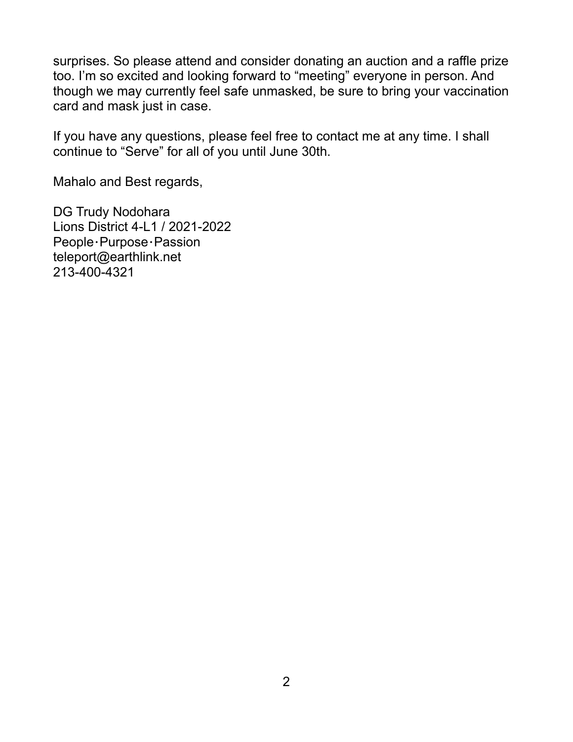surprises. So please attend and consider donating an auction and a raffle prize too. I'm so excited and looking forward to "meeting" everyone in person. And though we may currently feel safe unmasked, be sure to bring your vaccination card and mask just in case.

If you have any questions, please feel free to contact me at any time. I shall continue to "Serve" for all of you until June 30th.

Mahalo and Best regards,

DG Trudy Nodohara
Lions District 4-L1 / 2021-2022
People･Purpose･Passion
teleport@earthlink.net
213-400-4321